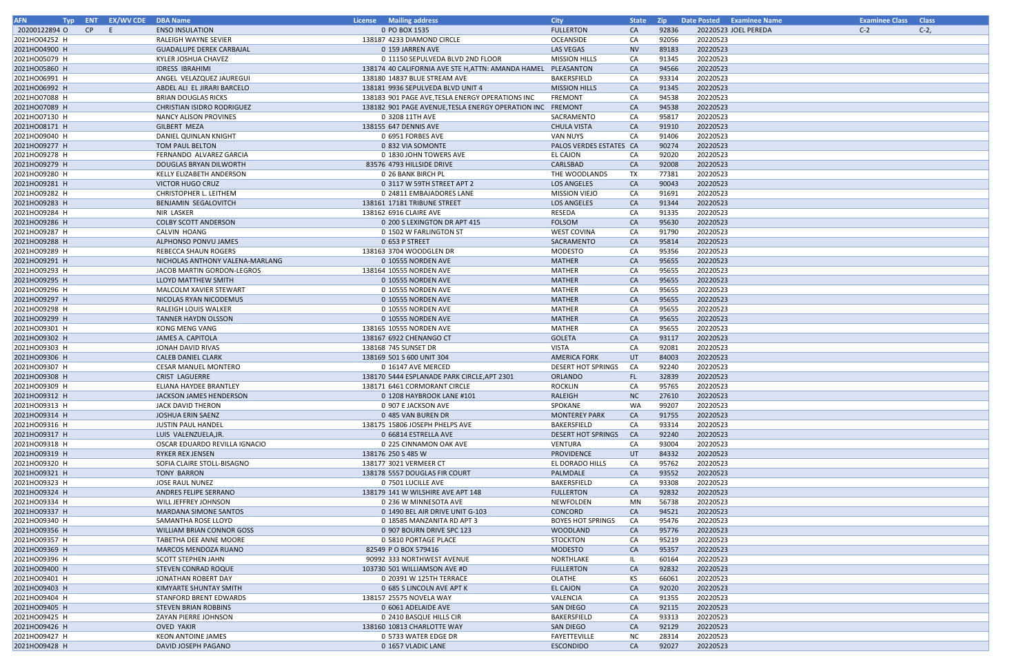| AFN | Typ | ENT | EX/WV CDE | DBA Name | License | Mailing address | City | State | Zip | Date Posted | Examinee Name | Examinee Class | Class |
|---|---|---|---|---|---|---|---|---|---|---|---|---|---|
| 20200122894 | O | CP | E | ENSO INSULATION | 0 | PO BOX 1535 | FULLERTON | CA | 92836 | 20220523 | JOEL PEREDA | C-2 | C-2, |
| 2021HO04252 | H | | | RALEIGH WAYNE SEVIER | 138187 | 4233 DIAMOND CIRCLE | OCEANSIDE | CA | 92056 | 20220523 | | | |
| 2021HO04900 | H | | | GUADALUPE DEREK CARBAJAL | 0 | 159 JARREN AVE | LAS VEGAS | NV | 89183 | 20220523 | | | |
| 2021HO05079 | H | | | KYLER JOSHUA CHAVEZ | 0 | 11150 SEPULVEDA BLVD 2ND FLOOR | MISSION HILLS | CA | 91345 | 20220523 | | | |
| 2021HO05860 | H | | | IDRESS IBRAHIMI | 138174 | 40 CALIFORNIA AVE STE H,ATTN: AMANDA HAMEL | PLEASANTON | CA | 94566 | 20220523 | | | |
| 2021HO06991 | H | | | ANGEL VELAZQUEZ JAUREGUI | 138180 | 14837 BLUE STREAM AVE | BAKERSFIELD | CA | 93314 | 20220523 | | | |
| 2021HO06992 | H | | | ABDEL ALI EL JIRARI BARCELO | 138181 | 9936 SEPULVEDA BLVD UNIT 4 | MISSION HILLS | CA | 91345 | 20220523 | | | |
| 2021HO07088 | H | | | BRIAN DOUGLAS RICKS | 138183 | 901 PAGE AVE,TESLA ENERGY OPERATIONS INC | FREMONT | CA | 94538 | 20220523 | | | |
| 2021HO07089 | H | | | CHRISTIAN ISIDRO RODRIGUEZ | 138182 | 901 PAGE AVENUE,TESLA ENERGY OPERATION INC | FREMONT | CA | 94538 | 20220523 | | | |
| 2021HO07130 | H | | | NANCY ALISON PROVINES | 0 | 3208 11TH AVE | SACRAMENTO | CA | 95817 | 20220523 | | | |
| 2021HO08171 | H | | | GILBERT MEZA | 138155 | 647 DENNIS AVE | CHULA VISTA | CA | 91910 | 20220523 | | | |
| 2021HO09040 | H | | | DANIEL QUINLAN KNIGHT | 0 | 6951 FORBES AVE | VAN NUYS | CA | 91406 | 20220523 | | | |
| 2021HO09277 | H | | | TOM PAUL BELTON | 0 | 832 VIA SOMONTE | PALOS VERDES ESTATES | CA | 90274 | 20220523 | | | |
| 2021HO09278 | H | | | FERNANDO ALVAREZ GARCIA | 0 | 1830 JOHN TOWERS AVE | EL CAJON | CA | 92020 | 20220523 | | | |
| 2021HO09279 | H | | | DOUGLAS BRYAN DILWORTH | 83576 | 4793 HILLSIDE DRIVE | CARLSBAD | CA | 92008 | 20220523 | | | |
| 2021HO09280 | H | | | KELLY ELIZABETH ANDERSON | 0 | 26 BANK BIRCH PL | THE WOODLANDS | TX | 77381 | 20220523 | | | |
| 2021HO09281 | H | | | VICTOR HUGO CRUZ | 0 | 3117 W 59TH STREET APT 2 | LOS ANGELES | CA | 90043 | 20220523 | | | |
| 2021HO09282 | H | | | CHRISTOPHER L. LEITHEM | 0 | 24811 EMBAJADORES LANE | MISSION VIEJO | CA | 91691 | 20220523 | | | |
| 2021HO09283 | H | | | BENJAMIN SEGALOVITCH | 138161 | 17181 TRIBUNE STREET | LOS ANGELES | CA | 91344 | 20220523 | | | |
| 2021HO09284 | H | | | NIR LASKER | 138162 | 6916 CLAIRE AVE | RESEDA | CA | 91335 | 20220523 | | | |
| 2021HO09286 | H | | | COLBY SCOTT ANDERSON | 0 | 200 S LEXINGTON DR APT 415 | FOLSOM | CA | 95630 | 20220523 | | | |
| 2021HO09287 | H | | | CALVIN HOANG | 0 | 1502 W FARLINGTON ST | WEST COVINA | CA | 91790 | 20220523 | | | |
| 2021HO09288 | H | | | ALPHONSO PONVU JAMES | 0 | 653 P STREET | SACRAMENTO | CA | 95814 | 20220523 | | | |
| 2021HO09289 | H | | | REBECCA SHAUN ROGERS | 138163 | 3704 WOODGLEN DR | MODESTO | CA | 95356 | 20220523 | | | |
| 2021HO09291 | H | | | NICHOLAS ANTHONY VALENA-MARLANG | 0 | 10555 NORDEN AVE | MATHER | CA | 95655 | 20220523 | | | |
| 2021HO09293 | H | | | JACOB MARTIN GORDON-LEGROS | 138164 | 10555 NORDEN AVE | MATHER | CA | 95655 | 20220523 | | | |
| 2021HO09295 | H | | | LLOYD MATTHEW SMITH | 0 | 10555 NORDEN AVE | MATHER | CA | 95655 | 20220523 | | | |
| 2021HO09296 | H | | | MALCOLM XAVIER STEWART | 0 | 10555 NORDEN AVE | MATHER | CA | 95655 | 20220523 | | | |
| 2021HO09297 | H | | | NICOLAS RYAN NICODEMUS | 0 | 10555 NORDEN AVE | MATHER | CA | 95655 | 20220523 | | | |
| 2021HO09298 | H | | | RALEIGH LOUIS WALKER | 0 | 10555 NORDEN AVE | MATHER | CA | 95655 | 20220523 | | | |
| 2021HO09299 | H | | | TANNER HAYDN OLSSON | 0 | 10555 NORDEN AVE | MATHER | CA | 95655 | 20220523 | | | |
| 2021HO09301 | H | | | KONG MENG VANG | 138165 | 10555 NORDEN AVE | MATHER | CA | 95655 | 20220523 | | | |
| 2021HO09302 | H | | | JAMES A. CAPITOLA | 138167 | 6922 CHENANGO CT | GOLETA | CA | 93117 | 20220523 | | | |
| 2021HO09303 | H | | | JONAH DAVID RIVAS | 138168 | 745 SUNSET DR | VISTA | CA | 92081 | 20220523 | | | |
| 2021HO09306 | H | | | CALEB DANIEL CLARK | 138169 | 501 S 600 UNIT 304 | AMERICA FORK | UT | 84003 | 20220523 | | | |
| 2021HO09307 | H | | | CESAR MANUEL MONTERO | 0 | 16147 AVE MERCED | DESERT HOT SPRINGS | CA | 92240 | 20220523 | | | |
| 2021HO09308 | H | | | CRIST LAGUERRE | 138170 | 5444 ESPLANADE PARK CIRCLE,APT 2301 | ORLANDO | FL | 32839 | 20220523 | | | |
| 2021HO09309 | H | | | ELIANA HAYDEE BRANTLEY | 138171 | 6461 CORMORANT CIRCLE | ROCKLIN | CA | 95765 | 20220523 | | | |
| 2021HO09312 | H | | | JACKSON JAMES HENDERSON | 0 | 1208 HAYBROOK LANE #101 | RALEIGH | NC | 27610 | 20220523 | | | |
| 2021HO09313 | H | | | JACK DAVID THERON | 0 | 907 E JACKSON AVE | SPOKANE | WA | 99207 | 20220523 | | | |
| 2021HO09314 | H | | | JOSHUA ERIN SAENZ | 0 | 485 VAN BUREN DR | MONTEREY PARK | CA | 91755 | 20220523 | | | |
| 2021HO09316 | H | | | JUSTIN PAUL HANDEL | 138175 | 15806 JOSEPH PHELPS AVE | BAKERSFIELD | CA | 93314 | 20220523 | | | |
| 2021HO09317 | H | | | LUIS VALENZUELA,JR. | 0 | 66814 ESTRELLA AVE | DESERT HOT SPRINGS | CA | 92240 | 20220523 | | | |
| 2021HO09318 | H | | | OSCAR EDUARDO REVILLA IGNACIO | 0 | 225 CINNAMON OAK AVE | VENTURA | CA | 93004 | 20220523 | | | |
| 2021HO09319 | H | | | RYKER REX JENSEN | 138176 | 250 S 485 W | PROVIDENCE | UT | 84332 | 20220523 | | | |
| 2021HO09320 | H | | | SOFIA CLAIRE STOLL-BISAGNO | 138177 | 3021 VERMEER CT | EL DORADO HILLS | CA | 95762 | 20220523 | | | |
| 2021HO09321 | H | | | TONY BARRON | 138178 | 5557 DOUGLAS FIR COURT | PALMDALE | CA | 93552 | 20220523 | | | |
| 2021HO09323 | H | | | JOSE RAUL NUNEZ | 0 | 7501 LUCILLE AVE | BAKERSFIELD | CA | 93308 | 20220523 | | | |
| 2021HO09324 | H | | | ANDRES FELIPE SERRANO | 138179 | 141 W WILSHIRE AVE APT 148 | FULLERTON | CA | 92832 | 20220523 | | | |
| 2021HO09334 | H | | | WILL JEFFREY JOHNSON | 0 | 236 W MINNESOTA AVE | NEWFOLDEN | MN | 56738 | 20220523 | | | |
| 2021HO09337 | H | | | MARDANA SIMONE SANTOS | 0 | 1490 BEL AIR DRIVE UNIT G-103 | CONCORD | CA | 94521 | 20220523 | | | |
| 2021HO09340 | H | | | SAMANTHA ROSE LLOYD | 0 | 18585 MANZANITA RD APT 3 | BOYES HOT SPRINGS | CA | 95476 | 20220523 | | | |
| 2021HO09356 | H | | | WILLIAM BRIAN CONNOR GOSS | 0 | 907 BOURN DRIVE SPC 123 | WOODLAND | CA | 95776 | 20220523 | | | |
| 2021HO09357 | H | | | TABETHA DEE ANNE MOORE | 0 | 5810 PORTAGE PLACE | STOCKTON | CA | 95219 | 20220523 | | | |
| 2021HO09369 | H | | | MARCOS MENDOZA RUANO | 82549 | P O BOX 579416 | MODESTO | CA | 95357 | 20220523 | | | |
| 2021HO09396 | H | | | SCOTT STEPHEN JAHN | 90992 | 333 NORTHWEST AVENUE | NORTHLAKE | IL | 60164 | 20220523 | | | |
| 2021HO09400 | H | | | STEVEN CONRAD ROQUE | 103730 | 501 WILLIAMSON AVE #D | FULLERTON | CA | 92832 | 20220523 | | | |
| 2021HO09401 | H | | | JONATHAN ROBERT DAY | 0 | 20391 W 125TH TERRACE | OLATHE | KS | 66061 | 20220523 | | | |
| 2021HO09403 | H | | | KIMYARTE SHUNTAY SMITH | 0 | 685 S LINCOLN AVE APT K | EL CAJON | CA | 92020 | 20220523 | | | |
| 2021HO09404 | H | | | STANFORD BRENT EDWARDS | 138157 | 25575 NOVELA WAY | VALENCIA | CA | 91355 | 20220523 | | | |
| 2021HO09405 | H | | | STEVEN BRIAN ROBBINS | 0 | 6061 ADELAIDE AVE | SAN DIEGO | CA | 92115 | 20220523 | | | |
| 2021HO09425 | H | | | ZAYAN PIERRE JOHNSON | 0 | 2410 BASQUE HILLS CIR | BAKERSFIELD | CA | 93313 | 20220523 | | | |
| 2021HO09426 | H | | | OVED YAKIR | 138160 | 10813 CHARLOTTE WAY | SAN DIEGO | CA | 92129 | 20220523 | | | |
| 2021HO09427 | H | | | KEON ANTOINE JAMES | 0 | 5733 WATER EDGE DR | FAYETTEVILLE | NC | 28314 | 20220523 | | | |
| 2021HO09428 | H | | | DAVID JOSEPH PAGANO | 0 | 1657 VLADIC LANE | ESCONDIDO | CA | 92027 | 20220523 | | | |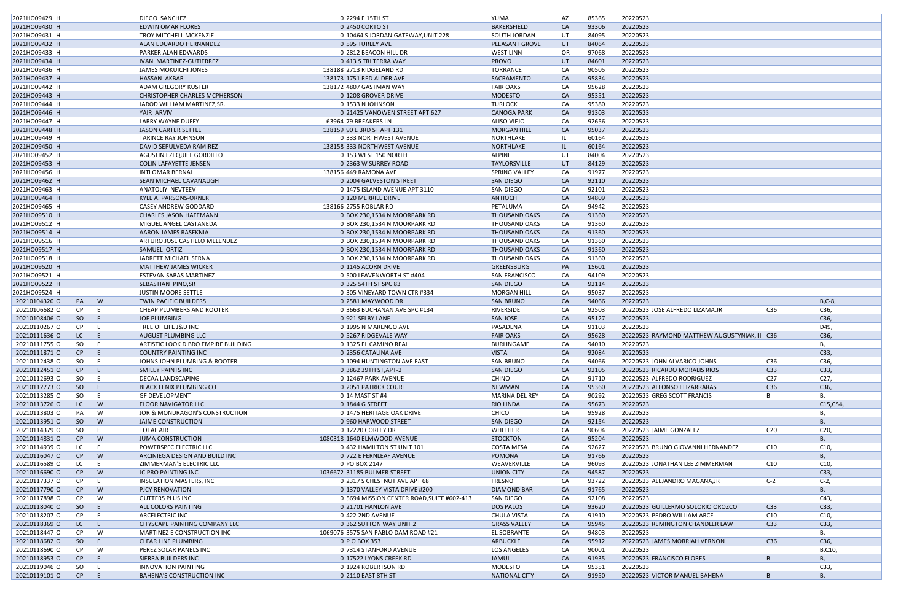| | | | | | | | | | | | | |
|---|---|---|---|---|---|---|---|---|---|---|---|---|
| 2021HO09429 H | | | DIEGO SANCHEZ | 0 2294 E 15TH ST | YUMA | AZ | 85365 | 20220523 | | | |
| 2021HO09430 H | | | EDWIN OMAR FLORES | 0 2450 CORTO ST | BAKERSFIELD | CA | 93306 | 20220523 | | | |
| 2021HO09431 H | | | TROY MITCHELL MCKENZIE | 0 10464 S JORDAN GATEWAY,UNIT 228 | SOUTH JORDAN | UT | 84095 | 20220523 | | | |
| 2021HO09432 H | | | ALAN EDUARDO HERNANDEZ | 0 595 TURLEY AVE | PLEASANT GROVE | UT | 84064 | 20220523 | | | |
| 2021HO09433 H | | | PARKER ALAN EDWARDS | 0 2812 BEACON HILL DR | WEST LINN | OR | 97068 | 20220523 | | | |
| 2021HO09434 H | | | IVAN MARTINEZ-GUTIERREZ | 0 413 S TRI TERRA WAY | PROVO | UT | 84601 | 20220523 | | | |
| 2021HO09436 H | | | JAMES MOKUICHI JONES | 138188 2713 RIDGELAND RD | TORRANCE | CA | 90505 | 20220523 | | | |
| 2021HO09437 H | | | HASSAN AKBAR | 138173 1751 RED ALDER AVE | SACRAMENTO | CA | 95834 | 20220523 | | | |
| 2021HO09442 H | | | ADAM GREGORY KUSTER | 138172 4807 GASTMAN WAY | FAIR OAKS | CA | 95628 | 20220523 | | | |
| 2021HO09443 H | | | CHRISTOPHER CHARLES MCPHERSON | 0 1208 GROVER DRIVE | MODESTO | CA | 95351 | 20220523 | | | |
| 2021HO09444 H | | | JAROD WILLIAM MARTINEZ,SR. | 0 1533 N JOHNSON | TURLOCK | CA | 95380 | 20220523 | | | |
| 2021HO09446 H | | | YAIR ARVIV | 0 21425 VANOWEN STREET APT 627 | CANOGA PARK | CA | 91303 | 20220523 | | | |
| 2021HO09447 H | | | LARRY WAYNE DUFFY | 63964 79 BREAKERS LN | ALISO VIEJO | CA | 92656 | 20220523 | | | |
| 2021HO09448 H | | | JASON CARTER SETTLE | 138159 90 E 3RD ST APT 131 | MORGAN HILL | CA | 95037 | 20220523 | | | |
| 2021HO09449 H | | | TARINCE RAY JOHNSON | 0 333 NORTHWEST AVENUE | NORTHLAKE | IL | 60164 | 20220523 | | | |
| 2021HO09450 H | | | DAVID SEPULVEDA RAMIREZ | 138158 333 NORTHWEST AVENUE | NORTHLAKE | IL | 60164 | 20220523 | | | |
| 2021HO09452 H | | | AGUSTIN EZEQUIEL GORDILLO | 0 153 WEST 150 NORTH | ALPINE | UT | 84004 | 20220523 | | | |
| 2021HO09453 H | | | COLIN LAFAYETTE JENSEN | 0 2363 W SURREY ROAD | TAYLORSVILLE | UT | 84129 | 20220523 | | | |
| 2021HO09456 H | | | INTI OMAR BERNAL | 138156 449 RAMONA AVE | SPRING VALLEY | CA | 91977 | 20220523 | | | |
| 2021HO09462 H | | | SEAN MICHAEL CAVANAUGH | 0 2004 GALVESTON STREET | SAN DIEGO | CA | 92110 | 20220523 | | | |
| 2021HO09463 H | | | ANATOLIY NEVTEEV | 0 1475 ISLAND AVENUE APT 3110 | SAN DIEGO | CA | 92101 | 20220523 | | | |
| 2021HO09464 H | | | KYLE A. PARSONS-ORNER | 0 120 MERRILL DRIVE | ANTIOCH | CA | 94809 | 20220523 | | | |
| 2021HO09465 H | | | CASEY ANDREW GODDARD | 138166 2755 ROBLAR RD | PETALUMA | CA | 94942 | 20220523 | | | |
| 2021HO09510 H | | | CHARLES JASON HAFEMANN | 0 BOX 230,1534 N MOORPARK RD | THOUSAND OAKS | CA | 91360 | 20220523 | | | |
| 2021HO09512 H | | | MIGUEL ANGEL CASTANEDA | 0 BOX 230,1534 N MOORPARK RD | THOUSAND OAKS | CA | 91360 | 20220523 | | | |
| 2021HO09514 H | | | AARON JAMES RASEKNIA | 0 BOX 230,1534 N MOORPARK RD | THOUSAND OAKS | CA | 91360 | 20220523 | | | |
| 2021HO09516 H | | | ARTURO JOSE CASTILLO MELENDEZ | 0 BOX 230,1534 N MOORPARK RD | THOUSAND OAKS | CA | 91360 | 20220523 | | | |
| 2021HO09517 H | | | SAMUEL ORTIZ | 0 BOX 230,1534 N MOORPARK RD | THOUSAND OAKS | CA | 91360 | 20220523 | | | |
| 2021HO09518 H | | | JARRETT MICHAEL SERNA | 0 BOX 230,1534 N MOORPARK RD | THOUSAND OAKS | CA | 91360 | 20220523 | | | |
| 2021HO09520 H | | | MATTHEW JAMES WICKER | 0 1145 ACORN DRIVE | GREENSBURG | PA | 15601 | 20220523 | | | |
| 2021HO09521 H | | | ESTEVAN SABAS MARTINEZ | 0 500 LEAVENWORTH ST #404 | SAN FRANCISCO | CA | 94109 | 20220523 | | | |
| 2021HO09522 H | | | SEBASTIAN PINO,SR | 0 325 54TH ST SPC 83 | SAN DIEGO | CA | 92114 | 20220523 | | | |
| 2021HO09524 H | | | JUSTIN MOORE SETTLE | 0 305 VINEYARD TOWN CTR #334 | MORGAN HILL | CA | 95037 | 20220523 | | | |
| 20210104320 O | PA | W | TWIN PACIFIC BUILDERS | 0 2581 MAYWOOD DR | SAN BRUNO | CA | 94066 | 20220523 | | | B,C-8, |
| 20210106682 O | CP | E | CHEAP PLUMBERS AND ROOTER | 0 3663 BUCHANAN AVE SPC #134 | RIVERSIDE | CA | 92503 | 20220523 | JOSE ALFREDO LIZAMA,JR | C36 | C36, |
| 20210108406 O | SO | E | JOE PLUMBING | 0 921 SELBY LANE | SAN JOSE | CA | 95127 | 20220523 | | | C36, |
| 20210110267 O | CP | E | TREE OF LIFE J&D INC | 0 1995 N MARENGO AVE | PASADENA | CA | 91103 | 20220523 | | | D49, |
| 20210111636 O | LC | E | AUGUST PLUMBING LLC | 0 5267 RIDGEVALE WAY | FAIR OAKS | CA | 95628 | 20220523 | RAYMOND MATTHEW AUGUSTYNIAK,III | C36 | C36, |
| 20210111755 O | SO | E | ARTISTIC LOOK D BRO EMPIRE BUILDING | 0 1325 EL CAMINO REAL | BURLINGAME | CA | 94010 | 20220523 | | | B, |
| 20210111871 O | CP | E | COUNTRY PAINTING INC | 0 2356 CATALINA AVE | VISTA | CA | 92084 | 20220523 | | | C33, |
| 20210112438 O | SO | E | JOHNS JOHN PLUMBING & ROOTER | 0 1094 HUNTINGTON AVE EAST | SAN BRUNO | CA | 94066 | 20220523 | JOHN ALVARICO JOHNS | C36 | C36, |
| 20210112451 O | CP | E | SMILEY PAINTS INC | 0 3862 39TH ST,APT-2 | SAN DIEGO | CA | 92105 | 20220523 | RICARDO MORALIS RIOS | C33 | C33, |
| 20210112693 O | SO | E | DECAA LANDSCAPING | 0 12467 PARK AVENUE | CHINO | CA | 91710 | 20220523 | ALFREDO RODRIGUEZ | C27 | C27, |
| 20210112773 O | SO | E | BLACK FENIX PLUMBING CO | 0 2051 PATRICK COURT | NEWMAN | CA | 95360 | 20220523 | ALFONSO ELIZARRARAS | C36 | C36, |
| 20210113285 O | SO | E | GF DEVELOPMENT | 0 14 MAST ST #4 | MARINA DEL REY | CA | 90292 | 20220523 | GREG SCOTT FRANCIS | B | B, |
| 20210113726 O | LC | W | FLOOR NAVIGATOR LLC | 0 1844 G STREET | RIO LINDA | CA | 95673 | 20220523 | | | C15,C54, |
| 20210113803 O | PA | W | JOR & MONDRAGON'S CONSTRUCTION | 0 1475 HERITAGE OAK DRIVE | CHICO | CA | 95928 | 20220523 | | | B, |
| 20210113951 O | SO | W | JAIME CONSTRUCTION | 0 960 HARWOOD STREET | SAN DIEGO | CA | 92154 | 20220523 | | | B, |
| 20210114379 O | SO | E | TOTAL AIR | 0 12220 CORLEY DR | WHITTIER | CA | 90604 | 20220523 | JAIME GONZALEZ | C20 | C20, |
| 20210114831 O | CP | W | JUMA CONSTRUCTION | 1080318 1640 ELMWOOD AVENUE | STOCKTON | CA | 95204 | 20220523 | | | B, |
| 20210114939 O | LC | E | POWERSPEC ELECTRIC LLC | 0 432 HAMILTON ST UNIT 101 | COSTA MESA | CA | 92627 | 20220523 | BRUNO GIOVANNI HERNANDEZ | C10 | C10, |
| 20210116047 O | CP | W | ARCINIEGA DESIGN AND BUILD INC | 0 722 E FERNLEAF AVENUE | POMONA | CA | 91766 | 20220523 | | | B, |
| 20210116589 O | LC | E | ZIMMERMAN'S ELECTRIC LLC | 0 PO BOX 2147 | WEAVERVILLE | CA | 96093 | 20220523 | JONATHAN LEE ZIMMERMAN | C10 | C10, |
| 20210116690 O | CP | W | JC PRO PAINTING INC | 1036672 31185 BULMER STREET | UNION CITY | CA | 94587 | 20220523 | | | C33, |
| 20210117337 O | CP | E | INSULATION MASTERS, INC | 0 2317 S CHESTNUT AVE APT 68 | FRESNO | CA | 93722 | 20220523 | ALEJANDRO MAGANA,JR | C-2 | C-2, |
| 20210117790 O | CP | W | PJCY RENOVATION | 0 1370 VALLEY VISTA DRIVE #200 | DIAMOND BAR | CA | 91765 | 20220523 | | | B, |
| 20210117898 O | CP | W | GUTTERS PLUS INC | 0 5694 MISSION CENTER ROAD,SUITE #602-413 | SAN DIEGO | CA | 92108 | 20220523 | | | C43, |
| 20210118040 O | SO | E | ALL COLORS PAINTING | 0 21701 HANLON AVE | DOS PALOS | CA | 93620 | 20220523 | GUILLERMO SOLORIO OROZCO | C33 | C33, |
| 20210118207 O | CP | E | ARCELECTRIC INC | 0 422 2ND AVENUE | CHULA VISTA | CA | 91910 | 20220523 | PEDRO WILLIAM ARCE | C10 | C10, |
| 20210118369 O | LC | E | CITYSCAPE PAINTING COMPANY LLC | 0 362 SUTTON WAY UNIT 2 | GRASS VALLEY | CA | 95945 | 20220523 | REMINGTON CHANDLER LAW | C33 | C33, |
| 20210118447 O | CP | W | MARTINEZ E CONSTRUCTION INC | 1069076 3575 SAN PABLO DAM ROAD #21 | EL SOBRANTE | CA | 94803 | 20220523 | | | B, |
| 20210118682 O | SO | E | CLEAR LINE PLUMBING | 0 P O BOX 353 | ARBUCKLE | CA | 95912 | 20220523 | JAMES MORRIAH VERNON | C36 | C36, |
| 20210118690 O | CP | W | PEREZ SOLAR PANELS INC | 0 7314 STANFORD AVENUE | LOS ANGELES | CA | 90001 | 20220523 | | | B,C10, |
| 20210118953 O | CP | E | SIERRA BUILDERS INC | 0 17522 LYONS CREEK RD | JAMUL | CA | 91935 | 20220523 | FRANCISCO FLORES | B | B, |
| 20210119046 O | SO | E | INNOVATION PAINTING | 0 1924 ROBERTSON RD | MODESTO | CA | 95351 | 20220523 | | | C33, |
| 20210119101 O | CP | E | BAHENA'S CONSTRUCTION INC | 0 2110 EAST 8TH ST | NATIONAL CITY | CA | 91950 | 20220523 | VICTOR MANUEL BAHENA | B | B, |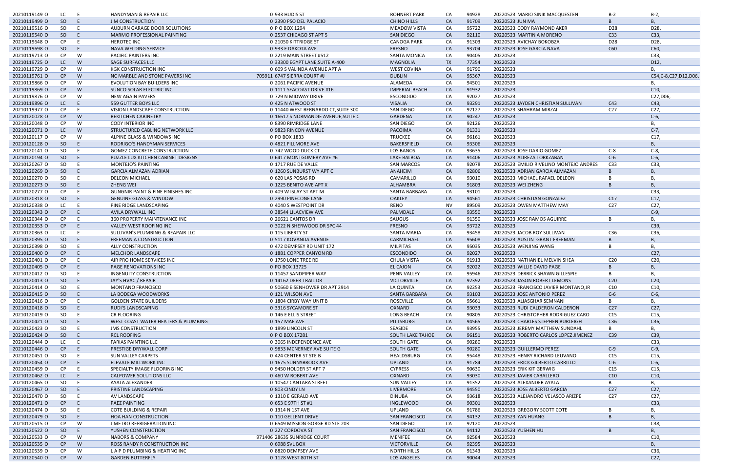| | | | | | | | | | | |
|---|---|---|---|---|---|---|---|---|---|---|
| 20210119149 O | LC | E | HANDYMAN & REPAIR LLC | 0 933 HUDIS ST | ROHNERT PARK | CA | 94928 | 20220523 MARIO SINIK MACQUESTEN | B-2 | B-2, |
| 20210119499 O | SO | E | J M CONSTRUCTION | 0 2390 PSO DEL PALACIO | CHINO HILLS | CA | 91709 | 20220523 JUN MA | B | B, |
| 20210119516 O | SO | E | AUBURN GARAGE DOOR SOLUTIONS | 0 P O BOX 1294 | MEADOW VISTA | CA | 95722 | 20220523 CODY RAYMOND AKER | D28 | D28, |
| 20210119540 O | SO | E | MARMO PROFESSIONAL PAINTING | 0 2537 CHICAGO ST APT 5 | SAN DIEGO | CA | 92110 | 20220523 MARTIN A MORENO | C33 | C33, |
| 20210119648 O | CP | E | HEROTEC INC | 0 21050 KITTRIDGE ST | CANOGA PARK | CA | 91303 | 20220523 AVICHAY BOKOBZA | D28 | D28, |
| 20210119698 O | SO | E | NAVA WELDING SERVICE | 0 933 E DAKOTA AVE | FRESNO | CA | 93704 | 20220523 JOSE GARCIA NAVA | C60 | C60, |
| 20210119713 O | CP | W | PACIFIC PAINTERS INC | 0 2219 MAIN STREET #512 | SANTA MONICA | CA | 90405 | 20220523 | | C33, |
| 20210119725 O | LC | W | SAGE SURFACES LLC | 0 33300 EGYPT LANE,SUITE A-400 | MAGNOLIA | TX | 77354 | 20220523 | | D12, |
| 20210119729 O | CP | W | KGK CONSTRUCTION INC | 0 609 S VALINDA AVENUE APT A | WEST COVINA | CA | 91790 | 20220523 | | B, |
| 20210119761 O | CP | W | NC MARBLE AND STONE PAVERS INC | 705911 6747 SIERRA COURT #J | DUBLIN | CA | 95367 | 20220523 | | C54,C-8,C27,D12,D06, |
| 20210119866 O | CP | W | EVOLUTION BAY BUILDERS INC | 0 2061 PACIFIC AVENUE | ALAMEDA | CA | 94501 | 20220523 | | B, |
| 20210119869 O | CP | W | SUNCO SOLAR ELECTRIC INC | 0 1111 SEACOAST DRIVE #16 | IMPERIAL BEACH | CA | 91932 | 20220523 | | C10, |
| 20210119876 O | CP | W | NEW AGAIN PAVERS | 0 729 N MIDWAY DRIVE | ESCONDIDO | CA | 92027 | 20220523 | | C27,D06, |
| 20210119896 O | LC | E | 559 GUTTER BOYS LLC | 0 425 N ATWOOD ST | VISALIA | CA | 93291 | 20220523 JAYDEN CHRISTIAN SULLIVAN | C43 | C43, |
| 20210119977 O | CP | E | VISION LANDSCAPE CONSTRUCTION | 0 11440 WEST BERNARDO CT,SUITE 300 | SAN DIEGO | CA | 92127 | 20220523 SHAHRAM MIRZAI | C27 | C27, |
| 20210120028 O | CP | W | REKITCHEN CABINETRY | 0 16617 S NORMANDIE AVENUE,SUITE C | GARDENA | CA | 90247 | 20220523 | | C-6, |
| 20210120048 O | CP | W | CODY INTERIOR INC | 0 8390 RIMRIDGE LANE | SAN DIEGO | CA | 92126 | 20220523 | | B, |
| 20210120071 O | LC | W | STRUCTURED CABLING NETWORK LLC | 0 9823 RINCON AVENUE | PACOIMA | CA | 91331 | 20220523 | | C-7, |
| 20210120117 O | CP | W | ALPINE GLASS & WINDOWS INC | 0 PO BOX 1833 | TRUCKEE | CA | 96161 | 20220523 | | C17, |
| 20210120128 O | SO | E | RODRIGO'S HANDYMAN SERVICES | 0 4821 FILLMORE AVE | BAKERSFIELD | CA | 93306 | 20220523 | | B, |
| 20210120141 O | SO | E | GOMEZ CONCRETE CONSTRUCTION | 0 742 WOOD DUCK CT | LOS BANOS | CA | 93635 | 20220523 JOSE DARIO GOMEZ | C-8 | C-8, |
| 20210120194 O | SO | E | PUZZLE LUX KITCHEN CABINET DESIGNS | 0 6417 MONTGOMERY AVE #6 | LAKE BALBOA | CA | 91406 | 20220523 ALIREZA TORKZABAN | C-6 | C-6, |
| 20210120267 O | SO | E | MONTEJO'S PAINTING | 0 1717 RUE DE VALLE | SAN MARCOS | CA | 92078 | 20220523 EMILIO RIVELINO MONTEJO ANDRES | C33 | C33, |
| 20210120269 O | SO | E | GARCIA ALMAZAN ADRIAN | 0 1260 SUNBURST WY APT C | ANAHEIM | CA | 92806 | 20220523 ADRIAN GARCIA ALMAZAN | B | B, |
| 20210120270 O | SO | E | DELEON MICHAEL | 0 620 LAS POSAS RD | CAMARILLO | CA | 93010 | 20220523 MICHAEL RAFAEL DELEON | B | B, |
| 20210120273 O | SO | E | ZHENG WEI | 0 1225 BENITO AVE APT X | ALHAMBRA | CA | 91803 | 20220523 WEI ZHENG | B | B, |
| 20210120277 O | CP | E | GUNGNIR PAINT & FINE FINISHES INC | 0 409 W ISLAY ST APT M | SANTA BARBARA | CA | 93101 | 20220523 | | C33, |
| 20210120318 O | SO | E | GENUINE GLASS & WINDOW | 0 2990 PINECONE LANE | OAKLEY | CA | 94561 | 20220523 CHRISTIAN GONZALEZ | C17 | C17, |
| 20210120338 O | LC | E | PINE RIDGE LANDSCAPING | 0 4040 S WESTPOINT DR | RENO | NV | 89509 | 20220523 OWEN MATTHEW MAY | C27 | C27, |
| 20210120343 O | CP | E | AVILA DRYWALL INC | 0 38544 LILACVIEW AVE | PALMDALE | CA | 93550 | 20220523 | | C-9, |
| 20210120344 O | CP | E | 360 PROPERTY MAINTENANCE INC | 0 26621 CANTOS DR | SAUGUS | CA | 91350 | 20220523 JOSE RAMOS AGUIRRE | B | B, |
| 20210120353 O | CP | E | VALLEY WEST ROOFING INC | 0 3022 N SHERWOOD DR SPC 44 | FRESNO | CA | 93722 | 20220523 | | C39, |
| 20210120363 O | LC | E | SULLIVAN'S PLUMBING & REAPAIR LLC | 0 115 LIBERTY ST | SANTA MARIA | CA | 93458 | 20220523 JACOB ROY SULLIVAN | C36 | C36, |
| 20210120395 O | SO | E | FREEMAN A CONSTRUCTION | 0 5117 KOVANDA AVENUE | CARMICHAEL | CA | 95608 | 20220523 AUSTIN GRANT FREEMAN | B | B, |
| 20210120398 O | SO | E | ALLY CONSTRUCTION | 0 472 DEMPSEY RD UNIT 172 | MILPITAS | CA | 95035 | 20220523 WENJING WANG | B | B, |
| 20210120400 O | CP | E | MELCHOR LANDSCAPE | 0 1881 COPPER CANYON RD | ESCONDIDO | CA | 92027 | 20220523 | | C27, |
| 20210120401 O | CP | E | AIR PRO HOME SERVICES INC | 0 1750 LONE TREE RD | CHULA VISTA | CA | 91913 | 20220523 NATHANIEL MELVIN SHEA | C20 | C20, |
| 20210120405 O | CP | E | PAGE RENOVATIONS INC | 0 PO BOX 13725 | EL CAJON | CA | 92022 | 20220523 WILLIE DAVID PAGE | B | B, |
| 20210120412 O | SO | E | INGENUITY CONSTRUCTION | 0 11457 SANDPIPER WAY | PENN VALLEY | CA | 95946 | 20220523 DERRICK SHAWN GILLESPIE | B | B, |
| 20210120413 O | SO | E | JAY'S HVAC / REPAIR | 0 14162 DEER TRAIL DR | VICTORVILLE | CA | 92392 | 20220523 JASON ROBERT LEMONS | C20 | C20, |
| 20210120414 O | SO | E | MONTANO FRANCISCO | 0 50660 EISENHOWER DR APT 2914 | LA QUINTA | CA | 92253 | 20220523 FRANCISCO JAVIER MONTANO,JR | C10 | C10, |
| 20210120415 O | SO | E | LA BODEGA WOODWORKS | 0 121 WILSON AVE | SANTA BARBARA | CA | 93103 | 20220523 JOSE ANTONIO PEREZ | C-6 | C-6, |
| 20210120416 O | CP | E | GOLDEN STATE BUILDERS | 0 1804 CIRBY WAY UNIT B | ROSEVILLE | CA | 95661 | 20220523 ALIASGHAR SEMNANI | B | B, |
| 20210120418 O | SO | E | RUDI'S LANDSCAPING | 0 3316 SYCAMORE ST | OXNARD | CA | 93033 | 20220523 RUDI CALDERON CALDERON | C27 | C27, |
| 20210120419 O | SO | E | CR FLOORING | 0 146 E ELLIS STREET | LONG BEACH | CA | 90805 | 20220523 CHRISTOPHER RODRIGUEZ CARO | C15 | C15, |
| 20210120421 O | SO | E | WEST COAST WATER HEATERS & PLUMBING | 0 157 MAE AVE | PITTSBURG | CA | 94565 | 20220523 CHARLES STEPHEN BURLEIGH | C36 | C36, |
| 20210120423 O | SO | E | JMS CONSTRUCTION | 0 1899 LINCOLN ST | SEASIDE | CA | 93955 | 20220523 JEREMY MATTHEW SUNDAHL | B | B, |
| 20210120424 O | SO | E | RCL ROOFING | 0 P O BOX 17281 | SOUTH LAKE TAHOE | CA | 96151 | 20220523 ROBERTO CARLOS LOPEZ JIMENEZ | C39 | C39, |
| 20210120444 O | LC | E | FARIAS PAINTING LLC | 0 3065 INDEPENDENCE AVE | SOUTH GATE | CA | 90280 | 20220523 | | C33, |
| 20210120446 O | CP | E | PRESTIGE DRYWALL CORP | 0 9833 MCNERNEY AVE SUITE G | SOUTH GATE | CA | 90280 | 20220523 GUILLERMO PEREZ | C-9 | C-9, |
| 20210120451 O | SO | E | SUN VALLEY CARPETS | 0 424 CENTER ST STE B | HEALDSBURG | CA | 95448 | 20220523 HENRY RICHARD LEUVANO | C15 | C15, |
| 20210120454 O | CP | E | ELEVATE MILLWORK INC | 0 1675 SUNNYBROOK AVE | UPLAND | CA | 91784 | 20220523 ERICK GILBERTO CARRILLO | C-6 | C-6, |
| 20210120459 O | CP | E | SPECIALTY IMAGE FLOORING INC | 0 9450 HOLDER ST APT 7 | CYPRESS | CA | 90630 | 20220523 ERIK KIT GERWIG | C15 | C15, |
| 20210120462 O | LC | E | CALPOWER SOLUTIONS LLC | 0 460 W ROBERT AVE | OXNARD | CA | 93030 | 20220523 JAVIER CABALLERO | C10 | C10, |
| 20210120465 O | SO | E | AYALA ALEXANDER | 0 10547 CANTARA STREET | SUN VALLEY | CA | 91352 | 20220523 ALEXANDER AYALA | B | B, |
| 20210120467 O | SO | E | PRISTINE LANDSCAPING | 0 803 CINDY LN | LIVERMORE | CA | 94550 | 20220523 JOSE ALBERTO GARCIA | C27 | C27, |
| 20210120470 O | SO | E | AV LANDSCAPE | 0 1310 E GERALD AVE | DINUBA | CA | 93618 | 20220523 ALEJANDRO VELASCO ARIZPE | C27 | C27, |
| 20210120471 O | CP | E | PAEZ PAINTING | 0 653 E 97TH ST #1 | INGLEWOOD | CA | 90301 | 20220523 | | C33, |
| 20210120474 O | SO | E | COTE BUILDING & REPAIR | 0 1314 N 1ST AVE | UPLAND | CA | 91786 | 20220523 GREGORY SCOTT COTE | B | B, |
| 20210120479 O | SO | E | HOA HAN CONSTRUCTION | 0 110 GELLENT DRIVE | SAN FRANCISCO | CA | 94132 | 20220523 YAN HUANG | B | B, |
| 20210120515 O | CP | W | J METRO REFRIGERATION INC | 0 6549 MISSION GORGE RD STE 203 | SAN DIEGO | CA | 92120 | 20220523 | | C38, |
| 20210120522 O | SO | E | YUSHEN CONSTRUCTION | 0 227 CORDOVA ST | SAN FRANCISCO | CA | 94112 | 20220523 YUSHEN HU | B | B, |
| 20210120533 O | CP | W | NABORS & COMPANY | 971406 28635 SUNRIDGE COURT | MENIFEE | CA | 92584 | 20220523 | | C10, |
| 20210120535 O | CP | W | ROSS RANDY R CONSTRUCTION INC | 0 6988 SVL BOX | VICTORVILLE | CA | 92395 | 20220523 | | B, |
| 20210120539 O | CP | W | L A P D PLUMBING & HEATING INC | 0 8820 DEMPSEY AVE | NORTH HILLS | CA | 91343 | 20220523 | | C36, |
| 20210120540 O | CP | W | GARDEN BUTTERFLY | 0 1128 WEST 80TH ST | LOS ANGELES | CA | 90044 | 20220523 | | C27, |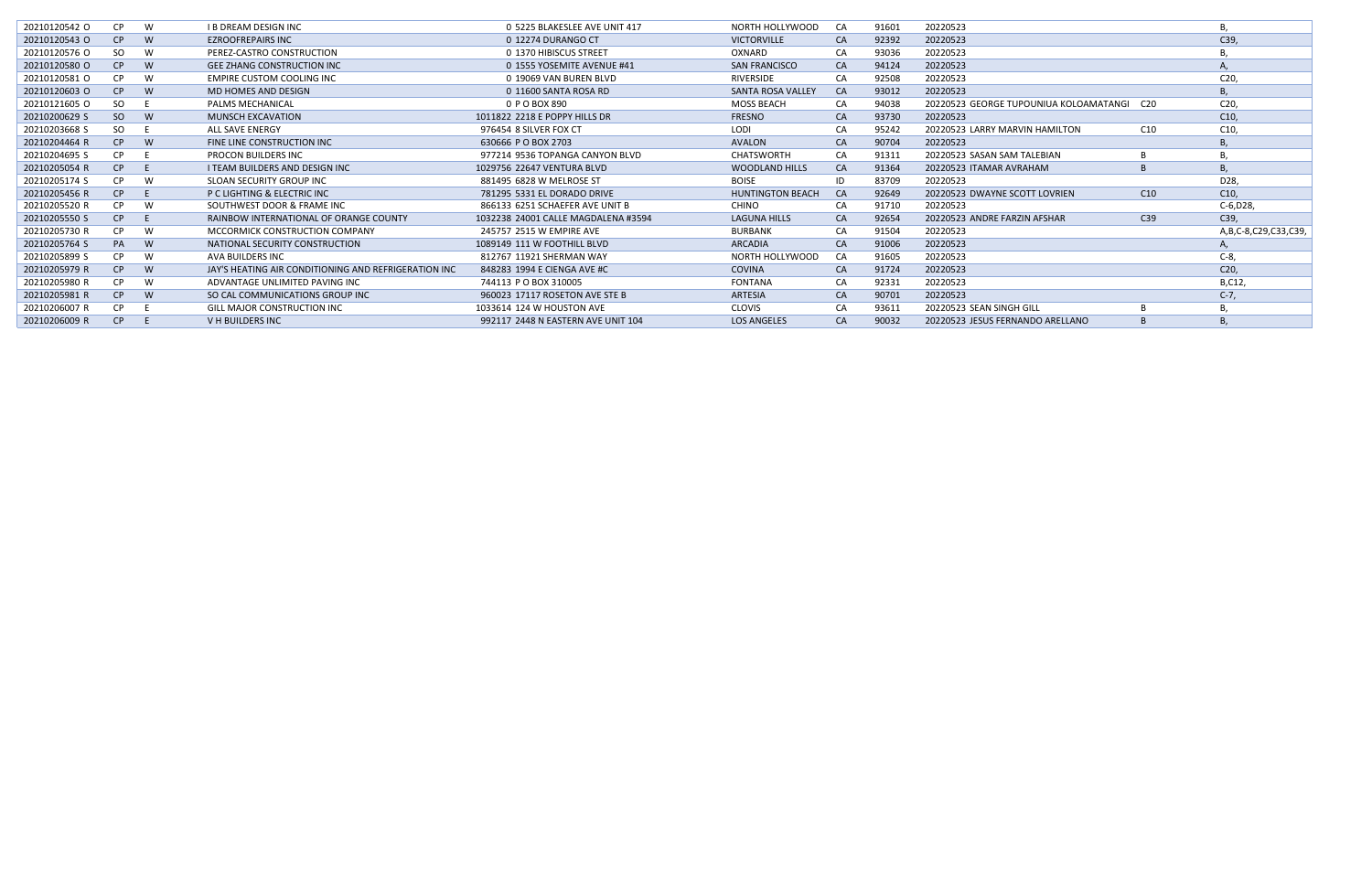| | | | | | | | | | | | |
|---|---|---|---|---|---|---|---|---|---|---|---|
| 20210120542 O | CP | W | I B DREAM DESIGN INC | 0 5225 BLAKESLEE AVE UNIT 417 | NORTH HOLLYWOOD | CA | 91601 | 20220523 | | | B, |
| 20210120543 O | CP | W | EZROOFREPAIRS INC | 0 12274 DURANGO CT | VICTORVILLE | CA | 92392 | 20220523 | | | C39, |
| 20210120576 O | SO | W | PEREZ-CASTRO CONSTRUCTION | 0 1370 HIBISCUS STREET | OXNARD | CA | 93036 | 20220523 | | | B, |
| 20210120580 O | CP | W | GEE ZHANG CONSTRUCTION INC | 0 1555 YOSEMITE AVENUE #41 | SAN FRANCISCO | CA | 94124 | 20220523 | | | A, |
| 20210120581 O | CP | W | EMPIRE CUSTOM COOLING INC | 0 19069 VAN BUREN BLVD | RIVERSIDE | CA | 92508 | 20220523 | | | C20, |
| 20210120603 O | CP | W | MD HOMES AND DESIGN | 0 11600 SANTA ROSA RD | SANTA ROSA VALLEY | CA | 93012 | 20220523 | | | B, |
| 20210121605 O | SO | E | PALMS MECHANICAL | 0 P O BOX 890 | MOSS BEACH | CA | 94038 | 20220523 | GEORGE TUPOUNIUA KOLOAMATANGI | C20 | C20, |
| 20210200629 S | SO | W | MUNSCH EXCAVATION | 1011822 2218 E POPPY HILLS DR | FRESNO | CA | 93730 | 20220523 | | | C10, |
| 20210203668 S | SO | E | ALL SAVE ENERGY | 976454 8 SILVER FOX CT | LODI | CA | 95242 | 20220523 | LARRY MARVIN HAMILTON | C10 | C10, |
| 20210204464 R | CP | W | FINE LINE CONSTRUCTION INC | 630666 P O BOX 2703 | AVALON | CA | 90704 | 20220523 | | | B, |
| 20210204695 S | CP | E | PROCON BUILDERS INC | 977214 9536 TOPANGA CANYON BLVD | CHATSWORTH | CA | 91311 | 20220523 | SASAN SAM TALEBIAN | B | B, |
| 20210205054 R | CP | E | I TEAM BUILDERS AND DESIGN INC | 1029756 22647 VENTURA BLVD | WOODLAND HILLS | CA | 91364 | 20220523 | ITAMAR AVRAHAM | B | B, |
| 20210205174 S | CP | W | SLOAN SECURITY GROUP INC | 881495 6828 W MELROSE ST | BOISE | ID | 83709 | 20220523 | | | D28, |
| 20210205456 R | CP | E | P C LIGHTING & ELECTRIC INC | 781295 5331 EL DORADO DRIVE | HUNTINGTON BEACH | CA | 92649 | 20220523 | DWAYNE SCOTT LOVRIEN | C10 | C10, |
| 20210205520 R | CP | W | SOUTHWEST DOOR & FRAME INC | 866133 6251 SCHAEFER AVE UNIT B | CHINO | CA | 91710 | 20220523 | | | C-6,D28, |
| 20210205550 S | CP | E | RAINBOW INTERNATIONAL OF ORANGE COUNTY | 1032238 24001 CALLE MAGDALENA #3594 | LAGUNA HILLS | CA | 92654 | 20220523 | ANDRE FARZIN AFSHAR | C39 | C39, |
| 20210205730 R | CP | W | MCCORMICK CONSTRUCTION COMPANY | 245757 2515 W EMPIRE AVE | BURBANK | CA | 91504 | 20220523 | | | A,B,C-8,C29,C33,C39, |
| 20210205764 S | PA | W | NATIONAL SECURITY CONSTRUCTION | 1089149 111 W FOOTHILL BLVD | ARCADIA | CA | 91006 | 20220523 | | | A, |
| 20210205899 S | CP | W | AVA BUILDERS INC | 812767 11921 SHERMAN WAY | NORTH HOLLYWOOD | CA | 91605 | 20220523 | | | C-8, |
| 20210205979 R | CP | W | JAY'S HEATING AIR CONDITIONING AND REFRIGERATION INC | 848283 1994 E CIENGA AVE #C | COVINA | CA | 91724 | 20220523 | | | C20, |
| 20210205980 R | CP | W | ADVANTAGE UNLIMITED PAVING INC | 744113 P O BOX 310005 | FONTANA | CA | 92331 | 20220523 | | | B,C12, |
| 20210205981 R | CP | W | SO CAL COMMUNICATIONS GROUP INC | 960023 17117 ROSETON AVE STE B | ARTESIA | CA | 90701 | 20220523 | | | C-7, |
| 20210206007 R | CP | E | GILL MAJOR CONSTRUCTION INC | 1033614 124 W HOUSTON AVE | CLOVIS | CA | 93611 | 20220523 | SEAN SINGH GILL | B | B, |
| 20210206009 R | CP | E | V H BUILDERS INC | 992117 2448 N EASTERN AVE UNIT 104 | LOS ANGELES | CA | 90032 | 20220523 | JESUS FERNANDO ARELLANO | B | B, |